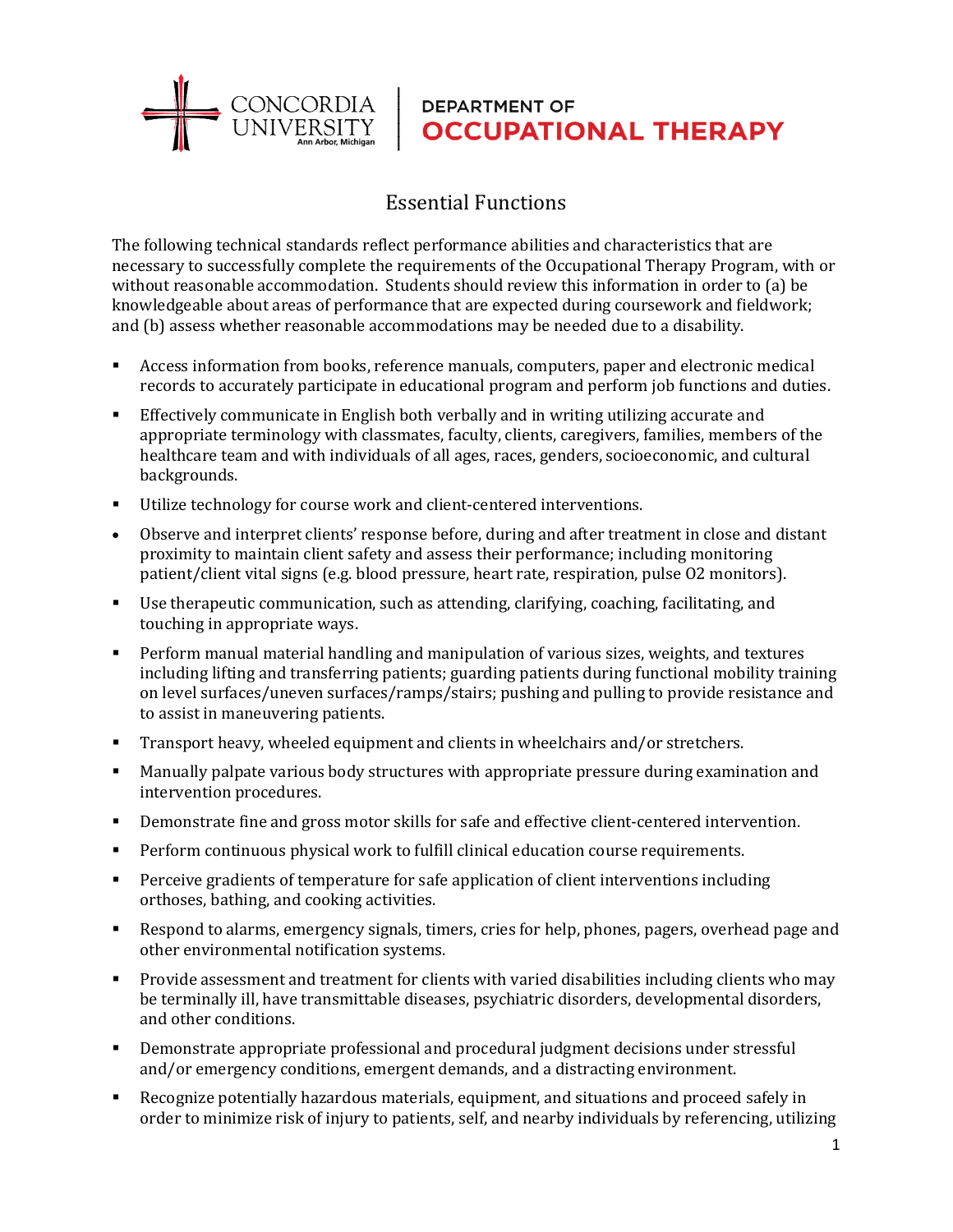CONCORDIA UNIVERSITY Ann Arbor, Michigan | DEPARTMENT OF OCCUPATIONAL THERAPY

# Essential Functions

The following technical standards reflect performance abilities and characteristics that are necessary to successfully complete the requirements of the Occupational Therapy Program, with or without reasonable accommodation. Students should review this information in order to (a) be knowledgeable about areas of performance that are expected during coursework and fieldwork; and (b) assess whether reasonable accommodations may be needed due to a disability.

- Access information from books, reference manuals, computers, paper and electronic medical records to accurately participate in educational program and perform job functions and duties.
- Effectively communicate in English both verbally and in writing utilizing accurate and appropriate terminology with classmates, faculty, clients, caregivers, families, members of the healthcare team and with individuals of all ages, races, genders, socioeconomic, and cultural backgrounds.
- Utilize technology for course work and client-centered interventions.
- Observe and interpret clients' response before, during and after treatment in close and distant proximity to maintain client safety and assess their performance; including monitoring patient/client vital signs (e.g. blood pressure, heart rate, respiration, pulse O2 monitors).
- Use therapeutic communication, such as attending, clarifying, coaching, facilitating, and touching in appropriate ways.
- Perform manual material handling and manipulation of various sizes, weights, and textures including lifting and transferring patients; guarding patients during functional mobility training on level surfaces/uneven surfaces/ramps/stairs; pushing and pulling to provide resistance and to assist in maneuvering patients.
- Transport heavy, wheeled equipment and clients in wheelchairs and/or stretchers.
- Manually palpate various body structures with appropriate pressure during examination and intervention procedures.
- Demonstrate fine and gross motor skills for safe and effective client-centered intervention.
- Perform continuous physical work to fulfill clinical education course requirements.
- Perceive gradients of temperature for safe application of client interventions including orthoses, bathing, and cooking activities.
- Respond to alarms, emergency signals, timers, cries for help, phones, pagers, overhead page and other environmental notification systems.
- Provide assessment and treatment for clients with varied disabilities including clients who may be terminally ill, have transmittable diseases, psychiatric disorders, developmental disorders, and other conditions.
- Demonstrate appropriate professional and procedural judgment decisions under stressful and/or emergency conditions, emergent demands, and a distracting environment.
- Recognize potentially hazardous materials, equipment, and situations and proceed safely in order to minimize risk of injury to patients, self, and nearby individuals by referencing, utilizing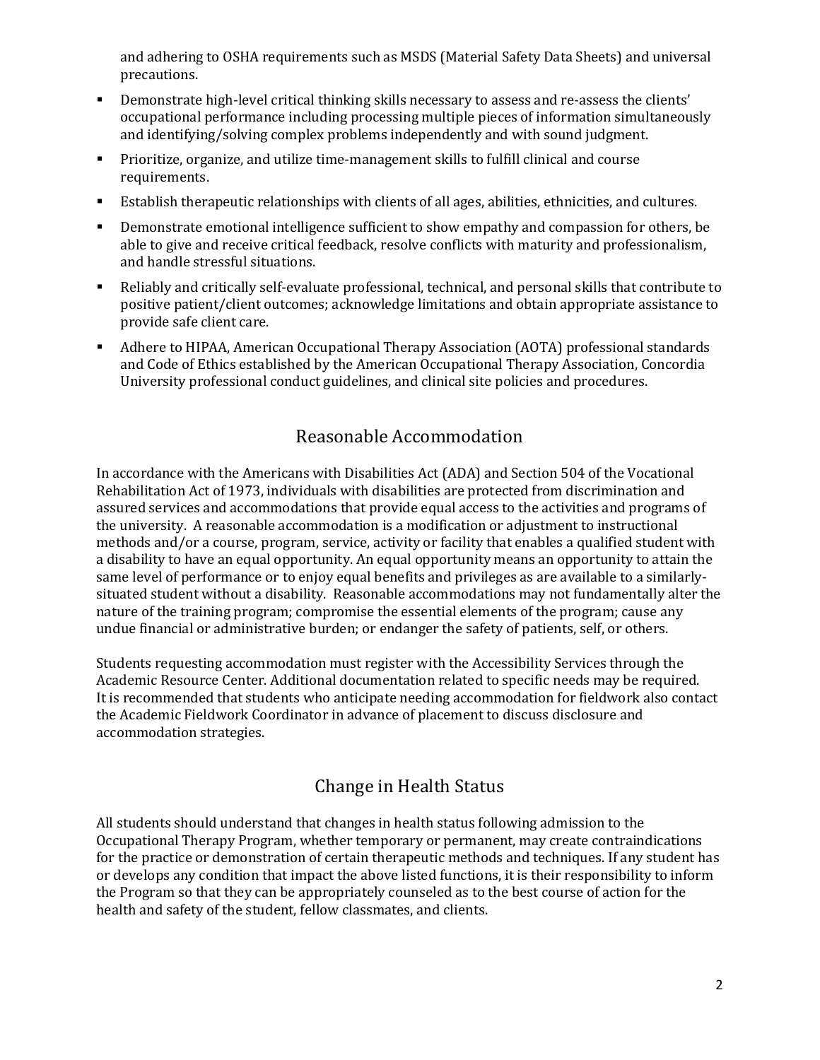and adhering to OSHA requirements such as MSDS (Material Safety Data Sheets) and universal precautions.

- Demonstrate high-level critical thinking skills necessary to assess and re-assess the clients' occupational performance including processing multiple pieces of information simultaneously and identifying/solving complex problems independently and with sound judgment.
- Prioritize, organize, and utilize time-management skills to fulfill clinical and course requirements.
- Establish therapeutic relationships with clients of all ages, abilities, ethnicities, and cultures.
- Demonstrate emotional intelligence sufficient to show empathy and compassion for others, be able to give and receive critical feedback, resolve conflicts with maturity and professionalism, and handle stressful situations.
- Reliably and critically self-evaluate professional, technical, and personal skills that contribute to positive patient/client outcomes; acknowledge limitations and obtain appropriate assistance to provide safe client care.
- Adhere to HIPAA, American Occupational Therapy Association (AOTA) professional standards and Code of Ethics established by the American Occupational Therapy Association, Concordia University professional conduct guidelines, and clinical site policies and procedures.

## Reasonable Accommodation

In accordance with the Americans with Disabilities Act (ADA) and Section 504 of the Vocational Rehabilitation Act of 1973, individuals with disabilities are protected from discrimination and assured services and accommodations that provide equal access to the activities and programs of the university. A reasonable accommodation is a modification or adjustment to instructional methods and/or a course, program, service, activity or facility that enables a qualified student with a disability to have an equal opportunity. An equal opportunity means an opportunity to attain the same level of performance or to enjoy equal benefits and privileges as are available to a similarly-situated student without a disability. Reasonable accommodations may not fundamentally alter the nature of the training program; compromise the essential elements of the program; cause any undue financial or administrative burden; or endanger the safety of patients, self, or others.

Students requesting accommodation must register with the Accessibility Services through the Academic Resource Center. Additional documentation related to specific needs may be required. It is recommended that students who anticipate needing accommodation for fieldwork also contact the Academic Fieldwork Coordinator in advance of placement to discuss disclosure and accommodation strategies.

## Change in Health Status

All students should understand that changes in health status following admission to the Occupational Therapy Program, whether temporary or permanent, may create contraindications for the practice or demonstration of certain therapeutic methods and techniques. If any student has or develops any condition that impact the above listed functions, it is their responsibility to inform the Program so that they can be appropriately counseled as to the best course of action for the health and safety of the student, fellow classmates, and clients.